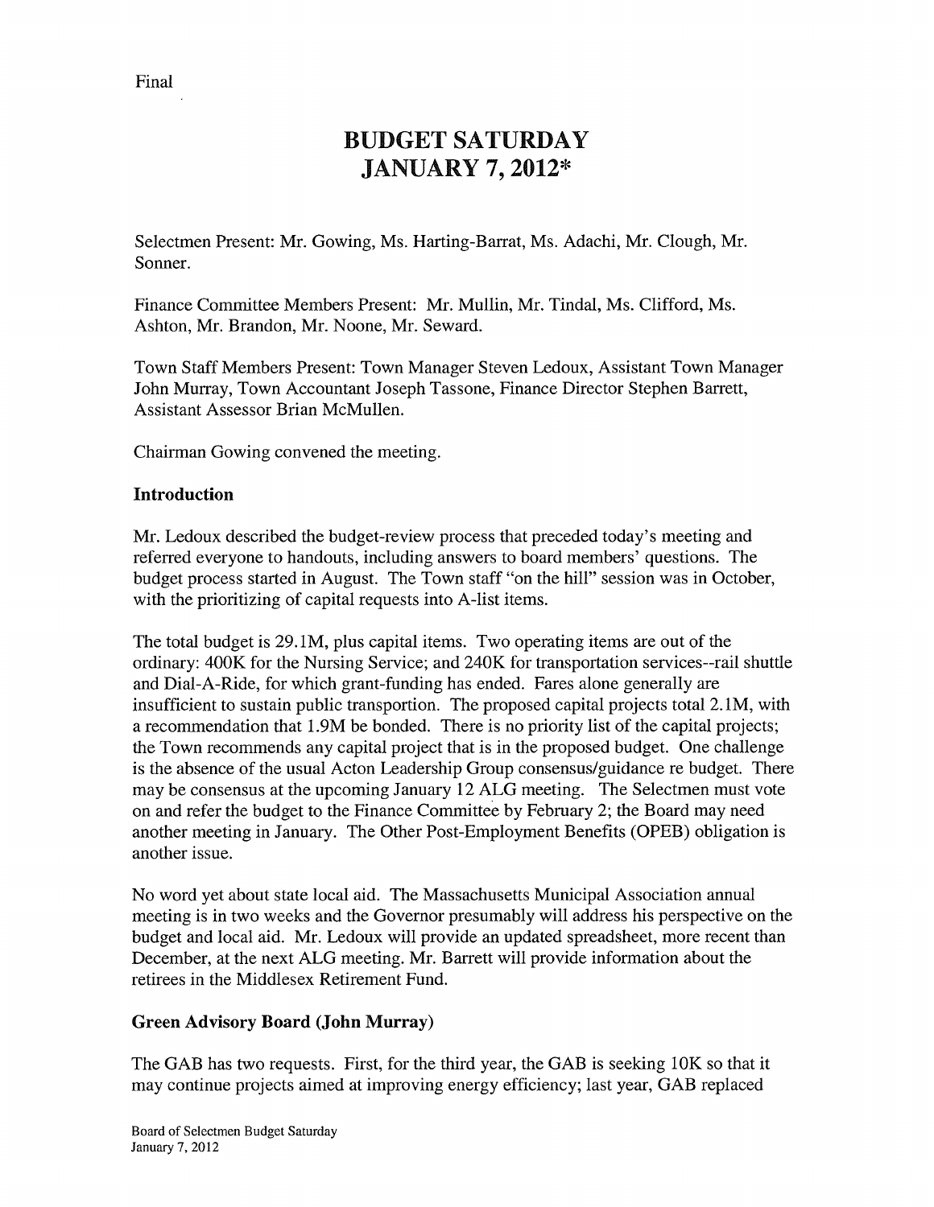Final

# BUDGET SATURDAY
# JANUARY 7, 2012*

Selectmen Present: Mr. Gowing, Ms. Harting-Barrat, Ms. Adachi, Mr. Clough, Mr. Sonner.

Finance Committee Members Present: Mr. Mullin, Mr. Tindal, Ms. Clifford, Ms. Ashton, Mr. Brandon, Mr. Noone, Mr. Seward.

Town Staff Members Present: Town Manager Steven Ledoux, Assistant Town Manager John Murray, Town Accountant Joseph Tassone, Finance Director Stephen Barrett, Assistant Assessor Brian McMullen.

Chairman Gowing convened the meeting.

**Introduction**

Mr. Ledoux described the budget-review process that preceded today's meeting and referred everyone to handouts, including answers to board members' questions. The budget process started in August. The Town staff "on the hill" session was in October, with the prioritizing of capital requests into A-list items.

The total budget is 29.1M, plus capital items. Two operating items are out of the ordinary: 400K for the Nursing Service; and 240K for transportation services--rail shuttle and Dial-A-Ride, for which grant-funding has ended. Fares alone generally are insufficient to sustain public transportion. The proposed capital projects total 2.1M, with a recommendation that 1.9M be bonded. There is no priority list of the capital projects; the Town recommends any capital project that is in the proposed budget. One challenge is the absence of the usual Acton Leadership Group consensus/guidance re budget. There may be consensus at the upcoming January 12 ALG meeting. The Selectmen must vote on and refer the budget to the Finance Committee by February 2; the Board may need another meeting in January. The Other Post-Employment Benefits (OPEB) obligation is another issue.

No word yet about state local aid. The Massachusetts Municipal Association annual meeting is in two weeks and the Governor presumably will address his perspective on the budget and local aid. Mr. Ledoux will provide an updated spreadsheet, more recent than December, at the next ALG meeting. Mr. Barrett will provide information about the retirees in the Middlesex Retirement Fund.

**Green Advisory Board (John Murray)**

The GAB has two requests. First, for the third year, the GAB is seeking 10K so that it may continue projects aimed at improving energy efficiency; last year, GAB replaced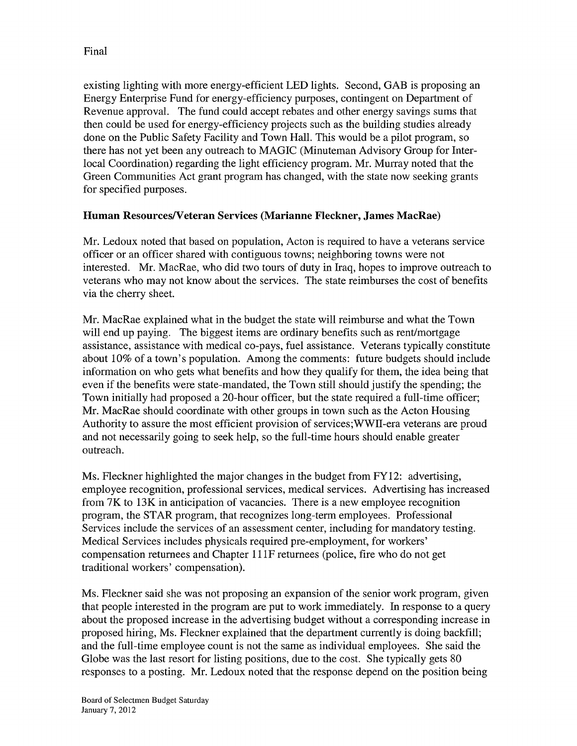existing lighting with more energy-efficient LED lights. Second, GAB is proposing an Energy Enterprise Fund for energy-efficiency purposes, contingent on Department of Revenue approval. The fund could accept rebates and other energy savings sums that then could be used for energy-efficiency projects such as the building studies already done on the Public Safety Facility and Town Hall. This would be a pilot program, so there has not yet been any outreach to MAGIC (Minuteman Advisory Group for Inter-local Coordination) regarding the light efficiency program. Mr. Murray noted that the Green Communities Act grant program has changed, with the state now seeking grants for specified purposes.

**Human Resources/Veteran Services (Marianne Fleckner, James MacRae)**

Mr. Ledoux noted that based on population, Acton is required to have a veterans service officer or an officer shared with contiguous towns; neighboring towns were not interested. Mr. MacRae, who did two tours of duty in Iraq, hopes to improve outreach to veterans who may not know about the services. The state reimburses the cost of benefits via the cherry sheet.

Mr. MacRae explained what in the budget the state will reimburse and what the Town will end up paying. The biggest items are ordinary benefits such as rent/mortgage assistance, assistance with medical co-pays, fuel assistance. Veterans typically constitute about 10% of a town's population. Among the comments: future budgets should include information on who gets what benefits and how they qualify for them, the idea being that even if the benefits were state-mandated, the Town still should justify the spending; the Town initially had proposed a 20-hour officer, but the state required a full-time officer; Mr. MacRae should coordinate with other groups in town such as the Acton Housing Authority to assure the most efficient provision of services;WWII-era veterans are proud and not necessarily going to seek help, so the full-time hours should enable greater outreach.

Ms. Fleckner highlighted the major changes in the budget from FY12: advertising, employee recognition, professional services, medical services. Advertising has increased from 7K to 13K in anticipation of vacancies. There is a new employee recognition program, the STAR program, that recognizes long-term employees. Professional Services include the services of an assessment center, including for mandatory testing. Medical Services includes physicals required pre-employment, for workers' compensation returnees and Chapter 111F returnees (police, fire who do not get traditional workers' compensation).

Ms. Fleckner said she was not proposing an expansion of the senior work program, given that people interested in the program are put to work immediately. In response to a query about the proposed increase in the advertising budget without a corresponding increase in proposed hiring, Ms. Fleckner explained that the department currently is doing backfill; and the full-time employee count is not the same as individual employees. She said the Globe was the last resort for listing positions, due to the cost. She typically gets 80 responses to a posting. Mr. Ledoux noted that the response depend on the position being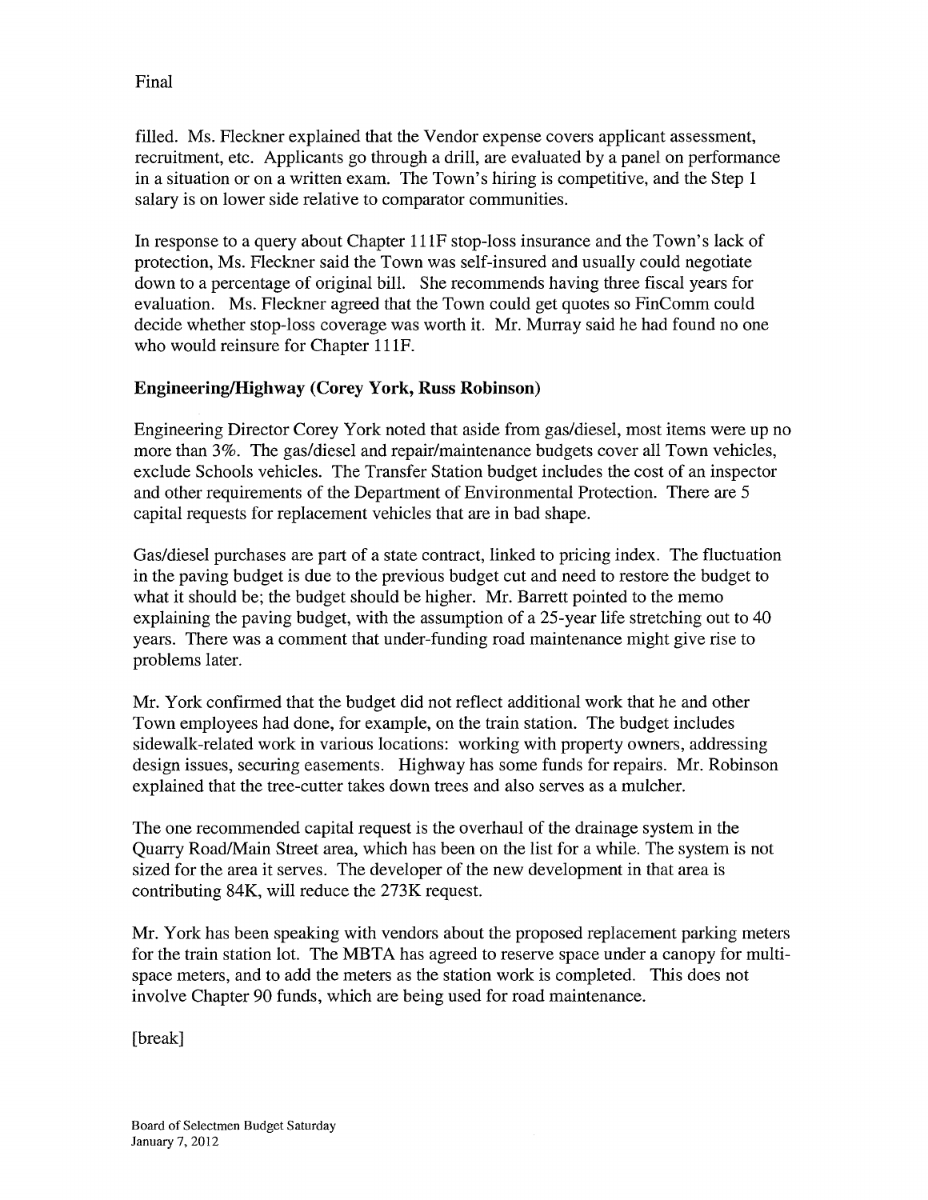filled. Ms. Fleckner explained that the Vendor expense covers applicant assessment, recruitment, etc. Applicants go through a drill, are evaluated by a panel on performance in a situation or on a written exam. The Town's hiring is competitive, and the Step 1 salary is on lower side relative to comparator communities.

In response to a query about Chapter 111F stop-loss insurance and the Town's lack of protection, Ms. Fleckner said the Town was self-insured and usually could negotiate down to a percentage of original bill. She recommends having three fiscal years for evaluation. Ms. Fleckner agreed that the Town could get quotes so FinComm could decide whether stop-loss coverage was worth it. Mr. Murray said he had found no one who would reinsure for Chapter 111F.

**Engineering/Highway (Corey York, Russ Robinson)**

Engineering Director Corey York noted that aside from gas/diesel, most items were up no more than 3%. The gas/diesel and repair/maintenance budgets cover all Town vehicles, exclude Schools vehicles. The Transfer Station budget includes the cost of an inspector and other requirements of the Department of Environmental Protection. There are 5 capital requests for replacement vehicles that are in bad shape.

Gas/diesel purchases are part of a state contract, linked to pricing index. The fluctuation in the paving budget is due to the previous budget cut and need to restore the budget to what it should be; the budget should be higher. Mr. Barrett pointed to the memo explaining the paving budget, with the assumption of a 25-year life stretching out to 40 years. There was a comment that under-funding road maintenance might give rise to problems later.

Mr. York confirmed that the budget did not reflect additional work that he and other Town employees had done, for example, on the train station. The budget includes sidewalk-related work in various locations: working with property owners, addressing design issues, securing easements. Highway has some funds for repairs. Mr. Robinson explained that the tree-cutter takes down trees and also serves as a mulcher.

The one recommended capital request is the overhaul of the drainage system in the Quarry Road/Main Street area, which has been on the list for a while. The system is not sized for the area it serves. The developer of the new development in that area is contributing 84K, will reduce the 273K request.

Mr. York has been speaking with vendors about the proposed replacement parking meters for the train station lot. The MBTA has agreed to reserve space under a canopy for multi-space meters, and to add the meters as the station work is completed. This does not involve Chapter 90 funds, which are being used for road maintenance.

[break]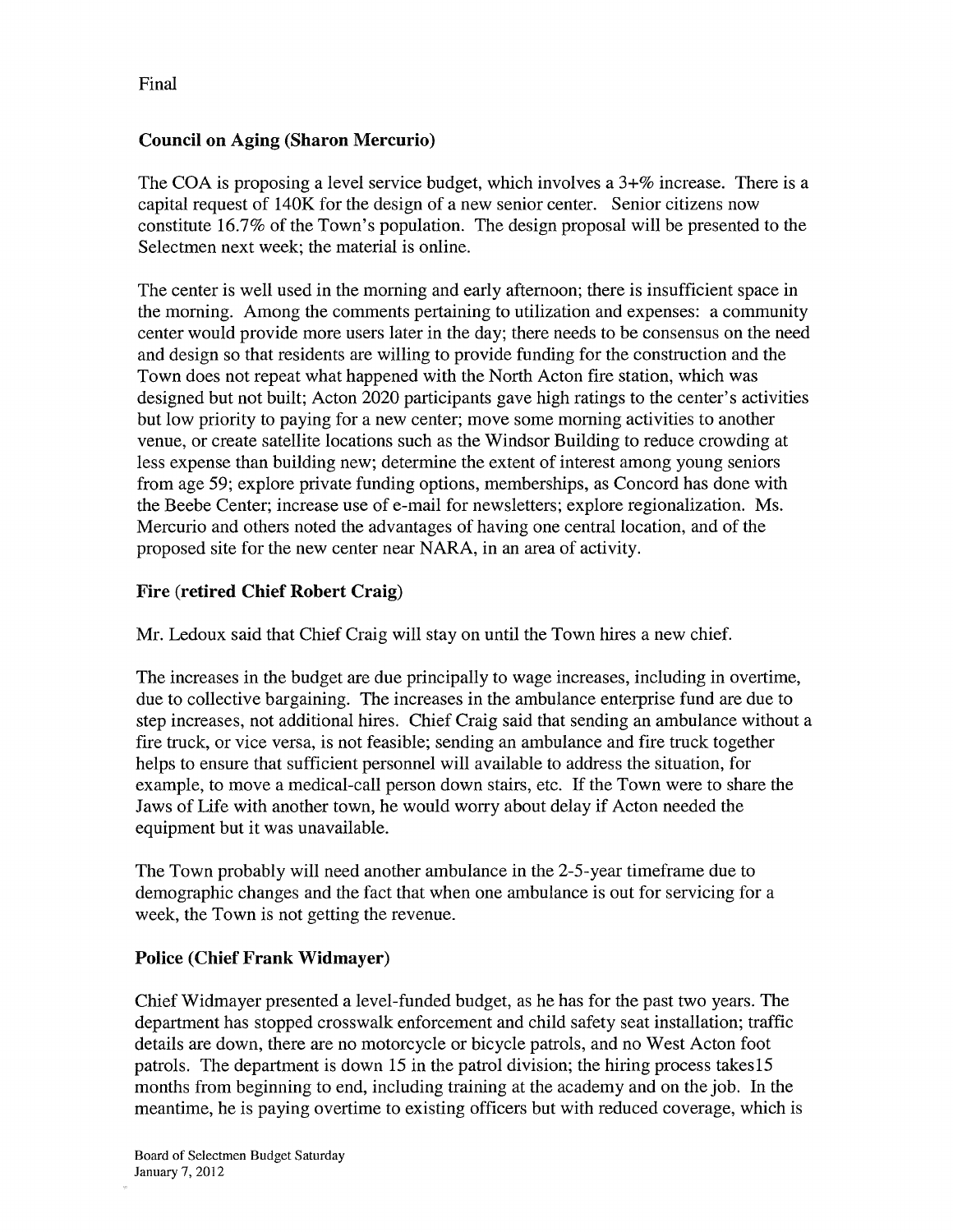Final

**Council on Aging (Sharon Mercurio)**

The COA is proposing a level service budget, which involves a 3+% increase. There is a capital request of 140K for the design of a new senior center. Senior citizens now constitute 16.7% of the Town's population. The design proposal will be presented to the Selectmen next week; the material is online.

The center is well used in the morning and early afternoon; there is insufficient space in the morning. Among the comments pertaining to utilization and expenses: a community center would provide more users later in the day; there needs to be consensus on the need and design so that residents are willing to provide funding for the construction and the Town does not repeat what happened with the North Acton fire station, which was designed but not built; Acton 2020 participants gave high ratings to the center's activities but low priority to paying for a new center; move some morning activities to another venue, or create satellite locations such as the Windsor Building to reduce crowding at less expense than building new; determine the extent of interest among young seniors from age 59; explore private funding options, memberships, as Concord has done with the Beebe Center; increase use of e-mail for newsletters; explore regionalization. Ms. Mercurio and others noted the advantages of having one central location, and of the proposed site for the new center near NARA, in an area of activity.

**Fire (retired Chief Robert Craig)**

Mr. Ledoux said that Chief Craig will stay on until the Town hires a new chief.

The increases in the budget are due principally to wage increases, including in overtime, due to collective bargaining. The increases in the ambulance enterprise fund are due to step increases, not additional hires. Chief Craig said that sending an ambulance without a fire truck, or vice versa, is not feasible; sending an ambulance and fire truck together helps to ensure that sufficient personnel will available to address the situation, for example, to move a medical-call person down stairs, etc. If the Town were to share the Jaws of Life with another town, he would worry about delay if Acton needed the equipment but it was unavailable.

The Town probably will need another ambulance in the 2-5-year timeframe due to demographic changes and the fact that when one ambulance is out for servicing for a week, the Town is not getting the revenue.

**Police (Chief Frank Widmayer)**

Chief Widmayer presented a level-funded budget, as he has for the past two years. The department has stopped crosswalk enforcement and child safety seat installation; traffic details are down, there are no motorcycle or bicycle patrols, and no West Acton foot patrols. The department is down 15 in the patrol division; the hiring process takes15 months from beginning to end, including training at the academy and on the job. In the meantime, he is paying overtime to existing officers but with reduced coverage, which is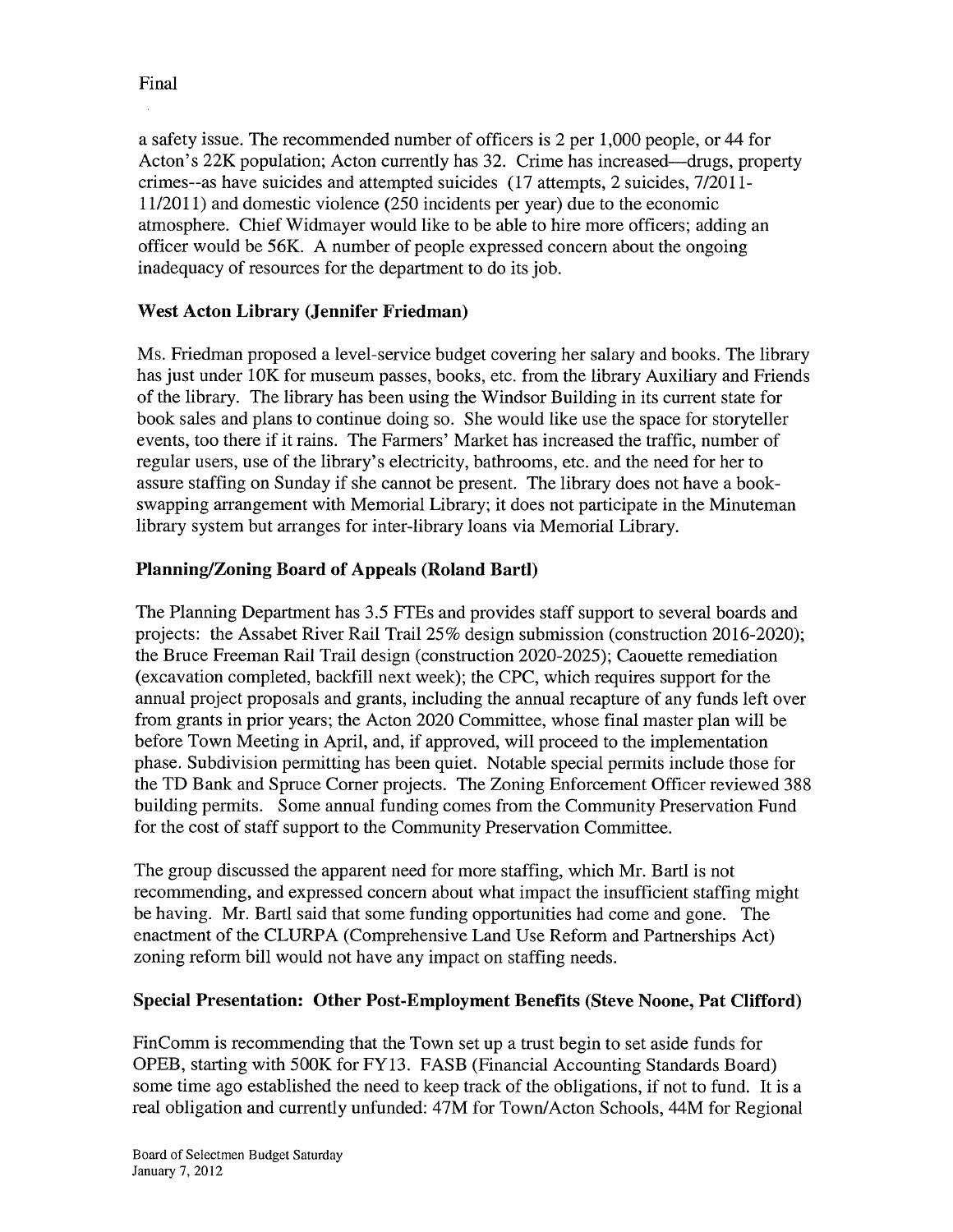Final

a safety issue. The recommended number of officers is 2 per 1,000 people, or 44 for Acton's 22K population; Acton currently has 32. Crime has increased—drugs, property crimes--as have suicides and attempted suicides (17 attempts, 2 suicides, 7/2011-11/2011) and domestic violence (250 incidents per year) due to the economic atmosphere. Chief Widmayer would like to be able to hire more officers; adding an officer would be 56K. A number of people expressed concern about the ongoing inadequacy of resources for the department to do its job.

**West Acton Library (Jennifer Friedman)**

Ms. Friedman proposed a level-service budget covering her salary and books. The library has just under 10K for museum passes, books, etc. from the library Auxiliary and Friends of the library. The library has been using the Windsor Building in its current state for book sales and plans to continue doing so. She would like use the space for storyteller events, too there if it rains. The Farmers' Market has increased the traffic, number of regular users, use of the library's electricity, bathrooms, etc. and the need for her to assure staffing on Sunday if she cannot be present. The library does not have a book-swapping arrangement with Memorial Library; it does not participate in the Minuteman library system but arranges for inter-library loans via Memorial Library.

**Planning/Zoning Board of Appeals (Roland Bartl)**

The Planning Department has 3.5 FTEs and provides staff support to several boards and projects: the Assabet River Rail Trail 25% design submission (construction 2016-2020); the Bruce Freeman Rail Trail design (construction 2020-2025); Caouette remediation (excavation completed, backfill next week); the CPC, which requires support for the annual project proposals and grants, including the annual recapture of any funds left over from grants in prior years; the Acton 2020 Committee, whose final master plan will be before Town Meeting in April, and, if approved, will proceed to the implementation phase. Subdivision permitting has been quiet. Notable special permits include those for the TD Bank and Spruce Corner projects. The Zoning Enforcement Officer reviewed 388 building permits. Some annual funding comes from the Community Preservation Fund for the cost of staff support to the Community Preservation Committee.

The group discussed the apparent need for more staffing, which Mr. Bartl is not recommending, and expressed concern about what impact the insufficient staffing might be having. Mr. Bartl said that some funding opportunities had come and gone. The enactment of the CLURPA (Comprehensive Land Use Reform and Partnerships Act) zoning reform bill would not have any impact on staffing needs.

**Special Presentation: Other Post-Employment Benefits (Steve Noone, Pat Clifford)**

FinComm is recommending that the Town set up a trust begin to set aside funds for OPEB, starting with 500K for FY13. FASB (Financial Accounting Standards Board) some time ago established the need to keep track of the obligations, if not to fund. It is a real obligation and currently unfunded: 47M for Town/Acton Schools, 44M for Regional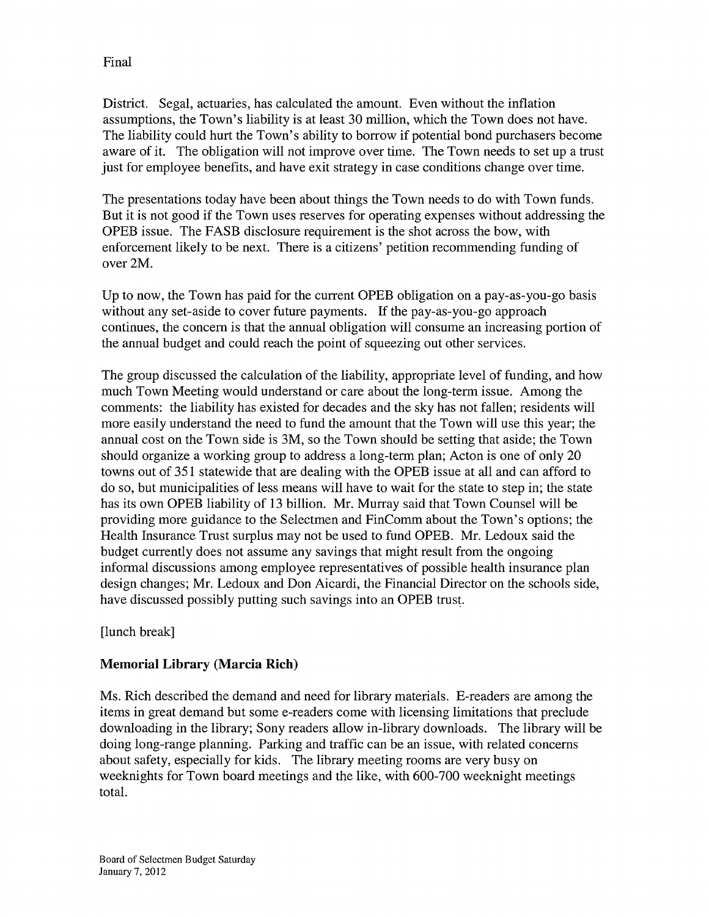Final

District. Segal, actuaries, has calculated the amount. Even without the inflation assumptions, the Town's liability is at least 30 million, which the Town does not have. The liability could hurt the Town's ability to borrow if potential bond purchasers become aware of it. The obligation will not improve over time. The Town needs to set up a trust just for employee benefits, and have exit strategy in case conditions change over time.

The presentations today have been about things the Town needs to do with Town funds. But it is not good if the Town uses reserves for operating expenses without addressing the OPEB issue. The FASB disclosure requirement is the shot across the bow, with enforcement likely to be next. There is a citizens' petition recommending funding of over 2M.

Up to now, the Town has paid for the current OPEB obligation on a pay-as-you-go basis without any set-aside to cover future payments. If the pay-as-you-go approach continues, the concern is that the annual obligation will consume an increasing portion of the annual budget and could reach the point of squeezing out other services.

The group discussed the calculation of the liability, appropriate level of funding, and how much Town Meeting would understand or care about the long-term issue. Among the comments: the liability has existed for decades and the sky has not fallen; residents will more easily understand the need to fund the amount that the Town will use this year; the annual cost on the Town side is 3M, so the Town should be setting that aside; the Town should organize a working group to address a long-term plan; Acton is one of only 20 towns out of 351 statewide that are dealing with the OPEB issue at all and can afford to do so, but municipalities of less means will have to wait for the state to step in; the state has its own OPEB liability of 13 billion. Mr. Murray said that Town Counsel will be providing more guidance to the Selectmen and FinComm about the Town's options; the Health Insurance Trust surplus may not be used to fund OPEB. Mr. Ledoux said the budget currently does not assume any savings that might result from the ongoing informal discussions among employee representatives of possible health insurance plan design changes; Mr. Ledoux and Don Aicardi, the Financial Director on the schools side, have discussed possibly putting such savings into an OPEB trust.

[lunch break]

**Memorial Library (Marcia Rich)**

Ms. Rich described the demand and need for library materials. E-readers are among the items in great demand but some e-readers come with licensing limitations that preclude downloading in the library; Sony readers allow in-library downloads. The library will be doing long-range planning. Parking and traffic can be an issue, with related concerns about safety, especially for kids. The library meeting rooms are very busy on weeknights for Town board meetings and the like, with 600-700 weeknight meetings total.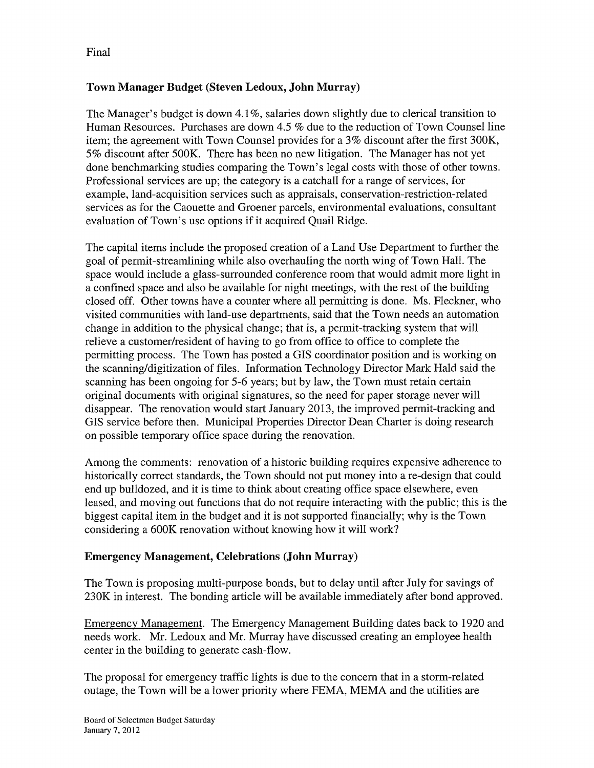Final

**Town Manager Budget (Steven Ledoux, John Murray)**

The Manager's budget is down 4.1%, salaries down slightly due to clerical transition to Human Resources. Purchases are down 4.5 % due to the reduction of Town Counsel line item; the agreement with Town Counsel provides for a 3% discount after the first 300K, 5% discount after 500K. There has been no new litigation. The Manager has not yet done benchmarking studies comparing the Town's legal costs with those of other towns. Professional services are up; the category is a catchall for a range of services, for example, land-acquisition services such as appraisals, conservation-restriction-related services as for the Caouette and Groener parcels, environmental evaluations, consultant evaluation of Town's use options if it acquired Quail Ridge.

The capital items include the proposed creation of a Land Use Department to further the goal of permit-streamlining while also overhauling the north wing of Town Hall. The space would include a glass-surrounded conference room that would admit more light in a confined space and also be available for night meetings, with the rest of the building closed off. Other towns have a counter where all permitting is done. Ms. Fleckner, who visited communities with land-use departments, said that the Town needs an automation change in addition to the physical change; that is, a permit-tracking system that will relieve a customer/resident of having to go from office to office to complete the permitting process. The Town has posted a GIS coordinator position and is working on the scanning/digitization of files. Information Technology Director Mark Hald said the scanning has been ongoing for 5-6 years; but by law, the Town must retain certain original documents with original signatures, so the need for paper storage never will disappear. The renovation would start January 2013, the improved permit-tracking and GIS service before then. Municipal Properties Director Dean Charter is doing research on possible temporary office space during the renovation.

Among the comments: renovation of a historic building requires expensive adherence to historically correct standards, the Town should not put money into a re-design that could end up bulldozed, and it is time to think about creating office space elsewhere, even leased, and moving out functions that do not require interacting with the public; this is the biggest capital item in the budget and it is not supported financially; why is the Town considering a 600K renovation without knowing how it will work?

**Emergency Management, Celebrations (John Murray)**

The Town is proposing multi-purpose bonds, but to delay until after July for savings of 230K in interest. The bonding article will be available immediately after bond approved.

Emergency Management. The Emergency Management Building dates back to 1920 and needs work. Mr. Ledoux and Mr. Murray have discussed creating an employee health center in the building to generate cash-flow.

The proposal for emergency traffic lights is due to the concern that in a storm-related outage, the Town will be a lower priority where FEMA, MEMA and the utilities are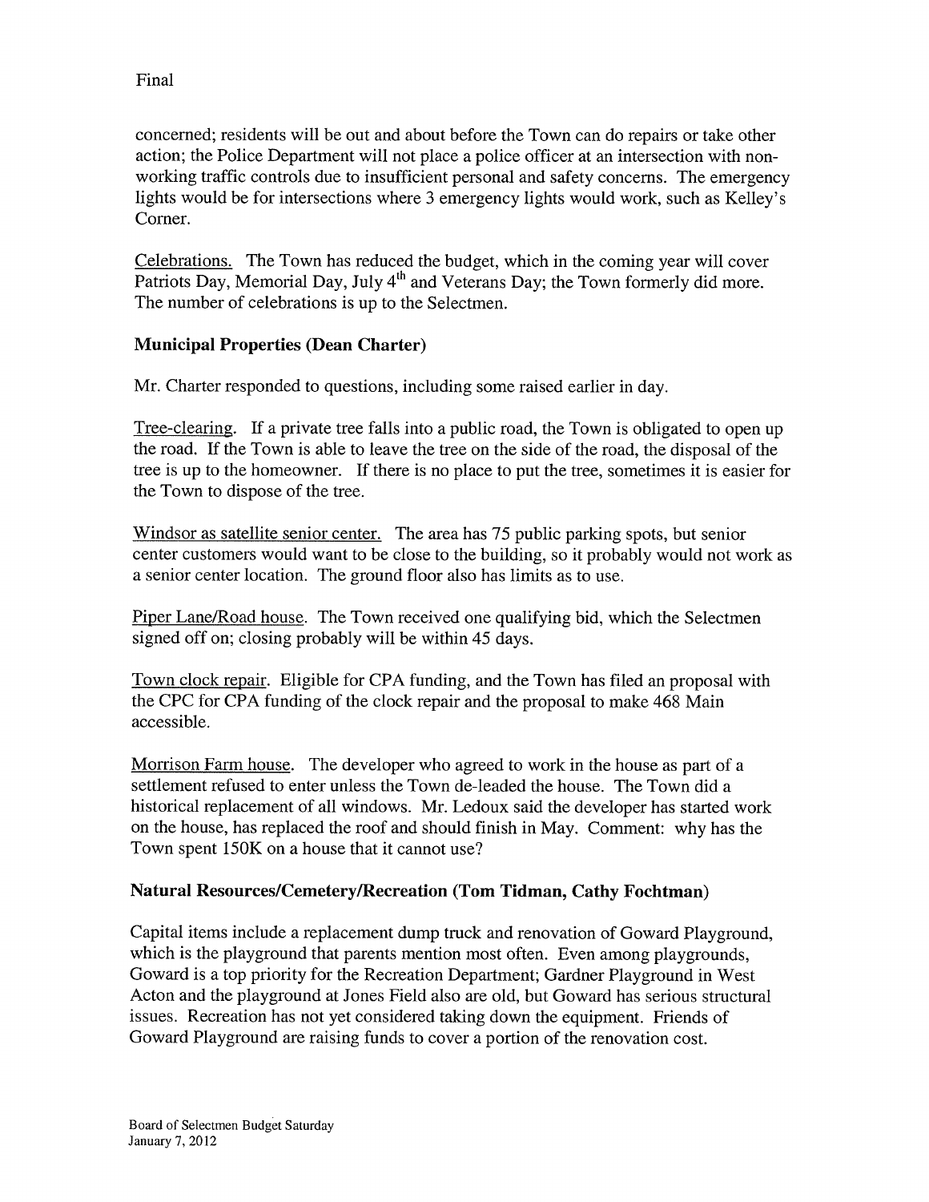Final

concerned; residents will be out and about before the Town can do repairs or take other action; the Police Department will not place a police officer at an intersection with non-working traffic controls due to insufficient personal and safety concerns. The emergency lights would be for intersections where 3 emergency lights would work, such as Kelley's Corner.

Celebrations. The Town has reduced the budget, which in the coming year will cover Patriots Day, Memorial Day, July 4th and Veterans Day; the Town formerly did more. The number of celebrations is up to the Selectmen.

**Municipal Properties (Dean Charter)**

Mr. Charter responded to questions, including some raised earlier in day.

Tree-clearing. If a private tree falls into a public road, the Town is obligated to open up the road. If the Town is able to leave the tree on the side of the road, the disposal of the tree is up to the homeowner. If there is no place to put the tree, sometimes it is easier for the Town to dispose of the tree.

Windsor as satellite senior center. The area has 75 public parking spots, but senior center customers would want to be close to the building, so it probably would not work as a senior center location. The ground floor also has limits as to use.

Piper Lane/Road house. The Town received one qualifying bid, which the Selectmen signed off on; closing probably will be within 45 days.

Town clock repair. Eligible for CPA funding, and the Town has filed an proposal with the CPC for CPA funding of the clock repair and the proposal to make 468 Main accessible.

Morrison Farm house. The developer who agreed to work in the house as part of a settlement refused to enter unless the Town de-leaded the house. The Town did a historical replacement of all windows. Mr. Ledoux said the developer has started work on the house, has replaced the roof and should finish in May. Comment: why has the Town spent 150K on a house that it cannot use?

**Natural Resources/Cemetery/Recreation (Tom Tidman, Cathy Fochtman)**

Capital items include a replacement dump truck and renovation of Goward Playground, which is the playground that parents mention most often. Even among playgrounds, Goward is a top priority for the Recreation Department; Gardner Playground in West Acton and the playground at Jones Field also are old, but Goward has serious structural issues. Recreation has not yet considered taking down the equipment. Friends of Goward Playground are raising funds to cover a portion of the renovation cost.

Board of Selectmen Budget Saturday
January 7, 2012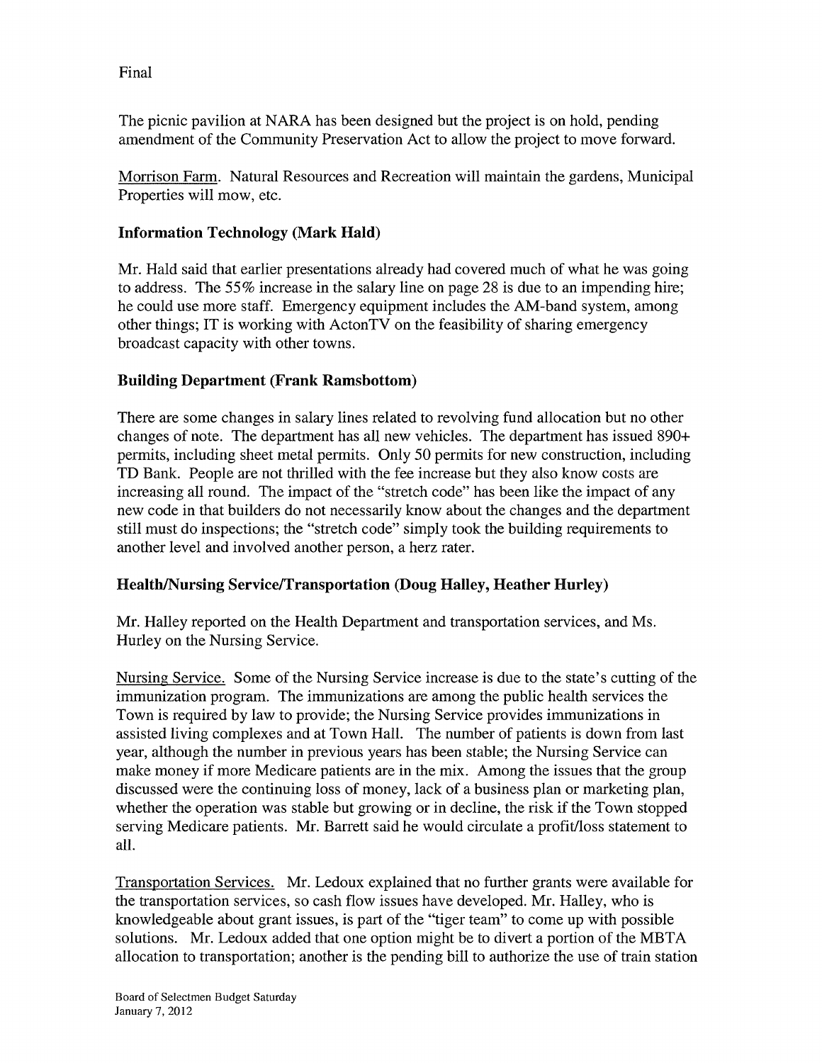Final

The picnic pavilion at NARA has been designed but the project is on hold, pending amendment of the Community Preservation Act to allow the project to move forward.

Morrison Farm. Natural Resources and Recreation will maintain the gardens, Municipal Properties will mow, etc.

### Information Technology (Mark Hald)

Mr. Hald said that earlier presentations already had covered much of what he was going to address. The 55% increase in the salary line on page 28 is due to an impending hire; he could use more staff. Emergency equipment includes the AM-band system, among other things; IT is working with ActonTV on the feasibility of sharing emergency broadcast capacity with other towns.

### Building Department (Frank Ramsbottom)

There are some changes in salary lines related to revolving fund allocation but no other changes of note. The department has all new vehicles. The department has issued 890+ permits, including sheet metal permits. Only 50 permits for new construction, including TD Bank. People are not thrilled with the fee increase but they also know costs are increasing all round. The impact of the "stretch code" has been like the impact of any new code in that builders do not necessarily know about the changes and the department still must do inspections; the "stretch code" simply took the building requirements to another level and involved another person, a herz rater.

### Health/Nursing Service/Transportation (Doug Halley, Heather Hurley)

Mr. Halley reported on the Health Department and transportation services, and Ms. Hurley on the Nursing Service.

Nursing Service. Some of the Nursing Service increase is due to the state's cutting of the immunization program. The immunizations are among the public health services the Town is required by law to provide; the Nursing Service provides immunizations in assisted living complexes and at Town Hall. The number of patients is down from last year, although the number in previous years has been stable; the Nursing Service can make money if more Medicare patients are in the mix. Among the issues that the group discussed were the continuing loss of money, lack of a business plan or marketing plan, whether the operation was stable but growing or in decline, the risk if the Town stopped serving Medicare patients. Mr. Barrett said he would circulate a profit/loss statement to all.

Transportation Services. Mr. Ledoux explained that no further grants were available for the transportation services, so cash flow issues have developed. Mr. Halley, who is knowledgeable about grant issues, is part of the "tiger team" to come up with possible solutions. Mr. Ledoux added that one option might be to divert a portion of the MBTA allocation to transportation; another is the pending bill to authorize the use of train station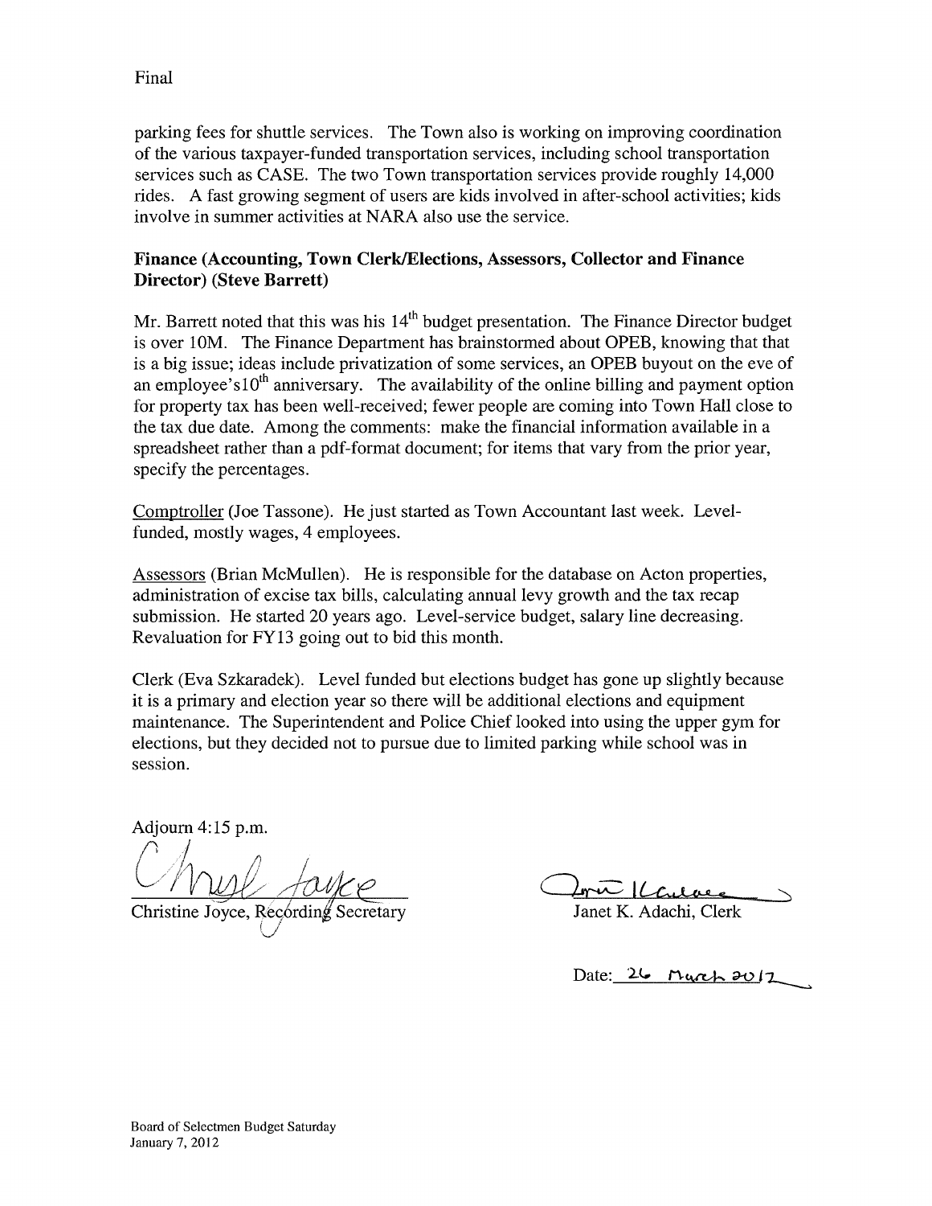Final

parking fees for shuttle services. The Town also is working on improving coordination of the various taxpayer-funded transportation services, including school transportation services such as CASE. The two Town transportation services provide roughly 14,000 rides. A fast growing segment of users are kids involved in after-school activities; kids involve in summer activities at NARA also use the service.

**Finance (Accounting, Town Clerk/Elections, Assessors, Collector and Finance Director) (Steve Barrett)**

Mr. Barrett noted that this was his 14th budget presentation. The Finance Director budget is over 10M. The Finance Department has brainstormed about OPEB, knowing that that is a big issue; ideas include privatization of some services, an OPEB buyout on the eve of an employee's10th anniversary. The availability of the online billing and payment option for property tax has been well-received; fewer people are coming into Town Hall close to the tax due date. Among the comments: make the financial information available in a spreadsheet rather than a pdf-format document; for items that vary from the prior year, specify the percentages.

Comptroller (Joe Tassone). He just started as Town Accountant last week. Level-funded, mostly wages, 4 employees.

Assessors (Brian McMullen). He is responsible for the database on Acton properties, administration of excise tax bills, calculating annual levy growth and the tax recap submission. He started 20 years ago. Level-service budget, salary line decreasing. Revaluation for FY13 going out to bid this month.

Clerk (Eva Szkaradek). Level funded but elections budget has gone up slightly because it is a primary and election year so there will be additional elections and equipment maintenance. The Superintendent and Police Chief looked into using the upper gym for elections, but they decided not to pursue due to limited parking while school was in session.

Adjourn 4:15 p.m.

Christine Joyce, Recording Secretary

Janet K. Adachi, Clerk

Date: 26 March 2012

Board of Selectmen Budget Saturday
January 7, 2012